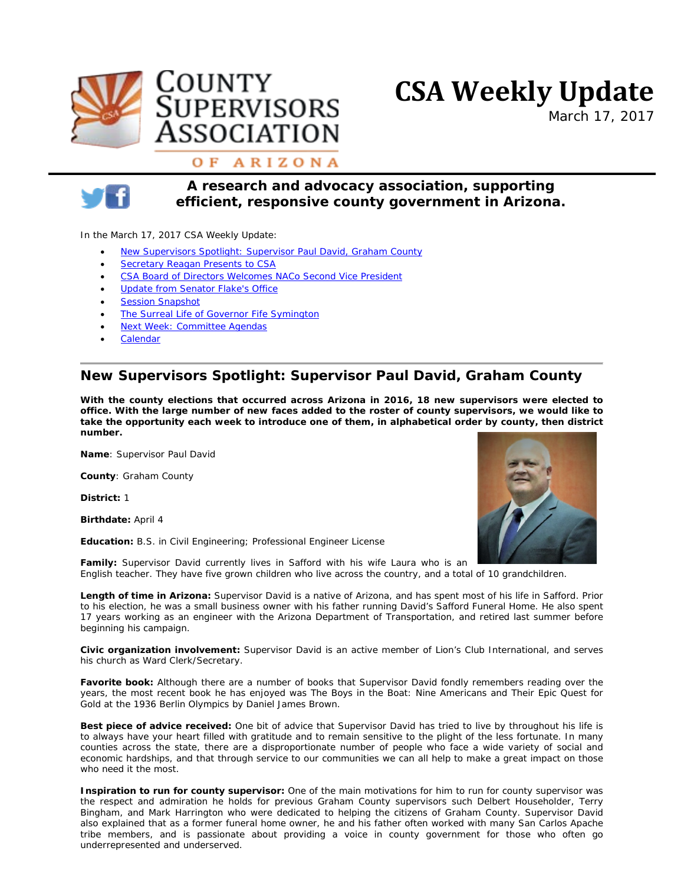# CSA Weekly Update

March 17, 2017

**A research and advocacy association, supporting efficient, responsive county government in Arizona.**

In the March 17, 2017 CSA Weekly Update:

- New Supervisors Spotlight: Supervisor Paul David, Graham County
- Secretary Reagan Presents to CSA
- CSA Board of Directors Welcomes NACo Second Vice President
- Update from Senator Flake's Office
- Session Snapshot
- The Surreal Life of Governor Fife Symington
- Next Week: Committee Agendas
- Calendar

## New Supervisors Spotlight: Supervisor Paul David, Graham County

**With the county elections that occurred across Arizona in 2016, 18 new supervisors were elected to office. With the large number of new faces added to the roster of county supervisors, we would like to take the opportunity each week to introduce one of them, in alphabetical order by county, then district number.**

**Name**: Supervisor Paul David

**County**: Graham County

**District:** 1

**Birthdate:** April 4

**Education:** B.S. in Civil Engineering; Professional Engineer License

**Family:** Supervisor David currently lives in Safford with his wife Laura who is an English teacher. They have five grown children who live across the country, and a total of 10 grandchildren.

**Length of time in Arizona:** Supervisor David is a native of Arizona, and has spent most of his life in Safford. Prior to his election, he was a small business owner with his father running David's Safford Funeral Home. He also spent 17 years working as an engineer with the Arizona Department of Transportation, and retired last summer before beginning his campaign.

**Civic organization involvement:** Supervisor David is an active member of Lion's Club International, and serves his church as Ward Clerk/Secretary.

**Favorite book:** Although there are a number of books that Supervisor David fondly remembers reading over the years, the most recent book he has enjoyed was The Boys in the Boat: Nine Americans and Their Epic Quest for Gold at the 1936 Berlin Olympics by Daniel James Brown.

**Best piece of advice received:** One bit of advice that Supervisor David has tried to live by throughout his life is to always have your heart filled with gratitude and to remain sensitive to the plight of the less fortunate. In many counties across the state, there are a disproportionate number of people who face a wide variety of social and economic hardships, and that through service to our communities we can all help to make a great impact on those who need it the most.

**Inspiration to run for county supervisor:** One of the main motivations for him to run for county supervisor was the respect and admiration he holds for previous Graham County supervisors such Delbert Householder, Terry Bingham, and Mark Harrington who were dedicated to helping the citizens of Graham County. Supervisor David also explained that as a former funeral home owner, he and his father often worked with many San Carlos Apache tribe members, and is passionate about providing a voice in county government for those who often go underrepresented and underserved.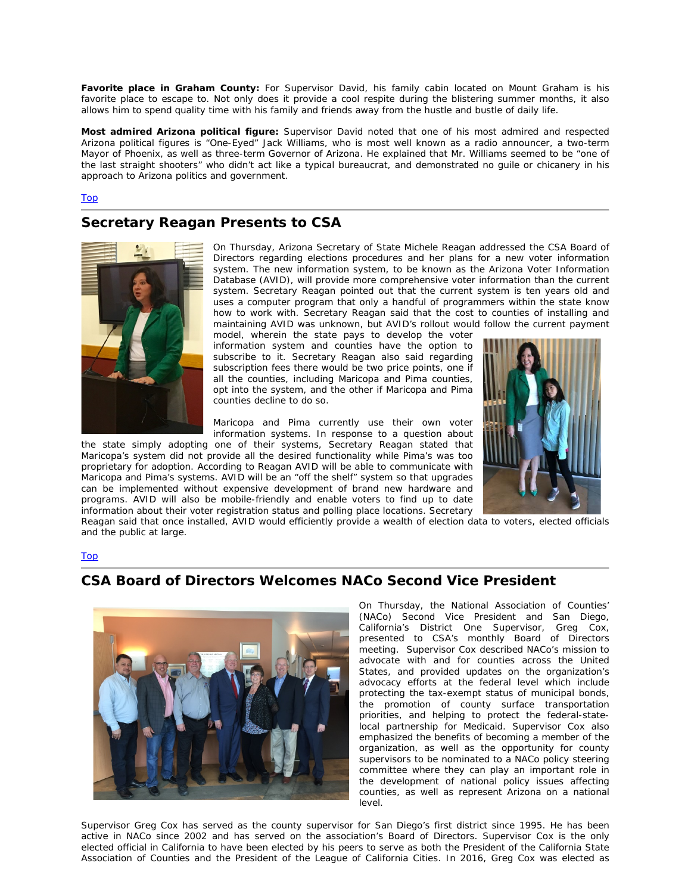**Favorite place in Graham County:** For Supervisor David, his family cabin located on Mount Graham is his favorite place to escape to. Not only does it provide a cool respite during the blistering summer months, it also allows him to spend quality time with his family and friends away from the hustle and bustle of daily life.

**Most admired Arizona political figure:** Supervisor David noted that one of his most admired and respected Arizona political figures is "One-Eyed" Jack Williams, who is most well known as a radio announcer, a two-term Mayor of Phoenix, as well as three-term Governor of Arizona. He explained that Mr. Williams seemed to be "one of the last straight shooters" who didn't act like a typical bureaucrat, and demonstrated no guile or chicanery in his approach to Arizona politics and government.

Top

## Secretary Reagan Presents to CSA

On Thursday, Arizona Secretary of State Michele Reagan addressed the CSA Board of Directors regarding elections procedures and her plans for a new voter information system. The new information system, to be known as the Arizona Voter Information Database (AVID), will provide more comprehensive voter information than the current system. Secretary Reagan pointed out that the current system is ten years old and uses a computer program that only a handful of programmers within the state know how to work with. Secretary Reagan said that the cost to counties of installing and maintaining AVID was unknown, but AVID's rollout would follow the current payment model, wherein the state pays to develop the voter information system and counties have the option to subscribe to it. Secretary Reagan also said regarding subscription fees there would be two price points, one if all the counties, including Maricopa and Pima counties, opt into the system, and the other if Maricopa and Pima counties decline to do so.

Maricopa and Pima currently use their own voter information systems. In response to a question about the state simply adopting one of their systems, Secretary Reagan stated that Maricopa's system did not provide all the desired functionality while Pima's was too proprietary for adoption. According to Reagan AVID will be able to communicate with Maricopa and Pima's systems. AVID will be an "off the shelf" system so that upgrades can be implemented without expensive development of brand new hardware and programs. AVID will also be mobile-friendly and enable voters to find up to date information about their voter registration status and polling place locations. Secretary Reagan said that once installed, AVID would efficiently provide a wealth of election data to voters, elected officials and the public at large.

Top

## CSA Board of Directors Welcomes NACo Second Vice President

On Thursday, the National Association of Counties' (NACo) Second Vice President and San Diego, California's District One Supervisor, Greg Cox, presented to CSA's monthly Board of Directors meeting. Supervisor Cox described NACo's mission to advocate with and for counties across the United States, and provided updates on the organization's advocacy efforts at the federal level which include protecting the tax-exempt status of municipal bonds, the promotion of county surface transportation priorities, and helping to protect the federal-state-local partnership for Medicaid. Supervisor Cox also emphasized the benefits of becoming a member of the organization, as well as the opportunity for county supervisors to be nominated to a NACo policy steering committee where they can play an important role in the development of national policy issues affecting counties, as well as represent Arizona on a national level.

Supervisor Greg Cox has served as the county supervisor for San Diego's first district since 1995. He has been active in NACo since 2002 and has served on the association's Board of Directors. Supervisor Cox is the only elected official in California to have been elected by his peers to serve as both the President of the California State Association of Counties and the President of the League of California Cities. In 2016, Greg Cox was elected as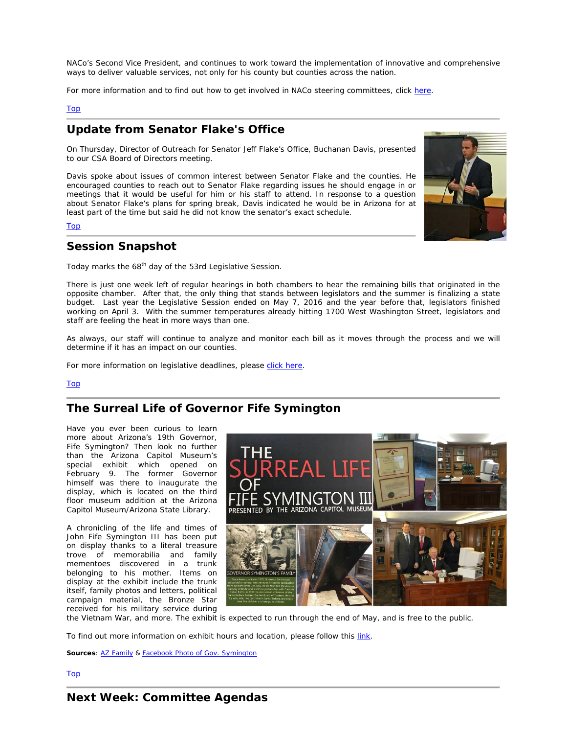NACo's Second Vice President, and continues to work toward the implementation of innovative and comprehensive ways to deliver valuable services, not only for his county but counties across the nation.

For more information and to find out how to get involved in NACo steering committees, click here.

Top

## Update from Senator Flake's Office

On Thursday, Director of Outreach for Senator Jeff Flake's Office, Buchanan Davis, presented to our CSA Board of Directors meeting.

Davis spoke about issues of common interest between Senator Flake and the counties. He encouraged counties to reach out to Senator Flake regarding issues he should engage in or meetings that it would be useful for him or his staff to attend. In response to a question about Senator Flake's plans for spring break, Davis indicated he would be in Arizona for at least part of the time but said he did not know the senator's exact schedule.

Top

## Session Snapshot

Today marks the 68th day of the 53rd Legislative Session.

There is just one week left of regular hearings in both chambers to hear the remaining bills that originated in the opposite chamber. After that, the only thing that stands between legislators and the summer is finalizing a state budget. Last year the Legislative Session ended on May 7, 2016 and the year before that, legislators finished working on April 3. With the summer temperatures already hitting 1700 West Washington Street, legislators and staff are feeling the heat in more ways than one.

As always, our staff will continue to analyze and monitor each bill as it moves through the process and we will determine if it has an impact on our counties.

For more information on legislative deadlines, please click here.

Top

## The Surreal Life of Governor Fife Symington

Have you ever been curious to learn more about Arizona's 19th Governor, Fife Symington? Then look no further than the Arizona Capitol Museum's special exhibit which opened on February 9. The former Governor himself was there to inaugurate the display, which is located on the third floor museum addition at the Arizona Capitol Museum/Arizona State Library.

A chronicling of the life and times of John Fife Symington III has been put on display thanks to a literal treasure trove of memorabilia and family mementoes discovered in a trunk belonging to his mother. Items on display at the exhibit include the trunk itself, family photos and letters, political campaign material, the Bronze Star received for his military service during the Vietnam War, and more. The exhibit is expected to run through the end of May, and is free to the public.

To find out more information on exhibit hours and location, please follow this link.

**Sources**: AZ Family & Facebook Photo of Gov. Symington

Top

## Next Week: Committee Agendas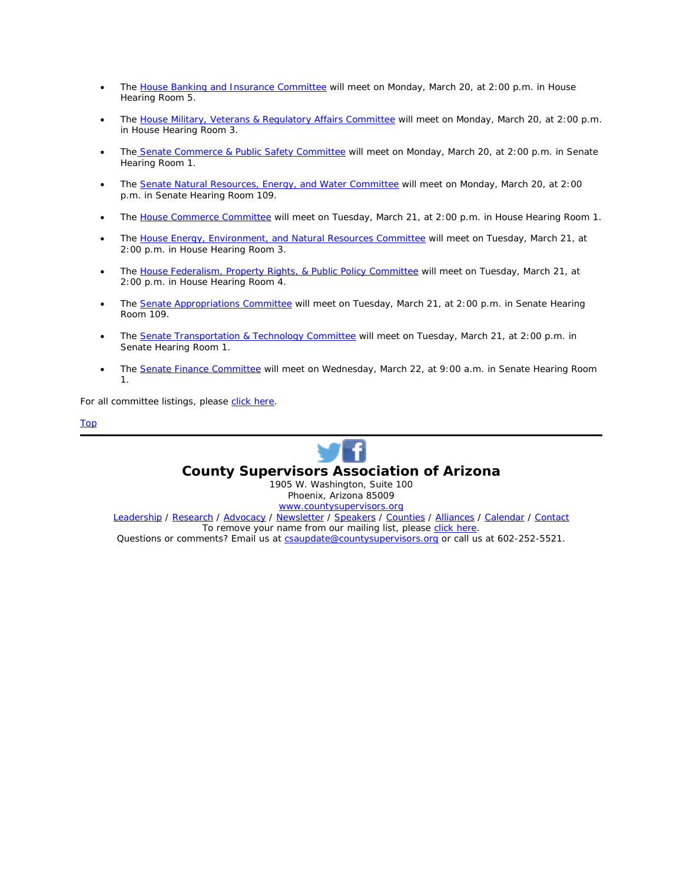- The House Banking and Insurance Committee will meet on Monday, March 20, at 2:00 p.m. in House Hearing Room 5.
- The House Military, Veterans & Regulatory Affairs Committee will meet on Monday, March 20, at 2:00 p.m. in House Hearing Room 3.
- The Senate Commerce & Public Safety Committee will meet on Monday, March 20, at 2:00 p.m. in Senate Hearing Room 1.
- The Senate Natural Resources, Energy, and Water Committee will meet on Monday, March 20, at 2:00 p.m. in Senate Hearing Room 109.
- The House Commerce Committee will meet on Tuesday, March 21, at 2:00 p.m. in House Hearing Room 1.
- The House Energy, Environment, and Natural Resources Committee will meet on Tuesday, March 21, at 2:00 p.m. in House Hearing Room 3.
- The House Federalism, Property Rights, & Public Policy Committee will meet on Tuesday, March 21, at 2:00 p.m. in House Hearing Room 4.
- The Senate Appropriations Committee will meet on Tuesday, March 21, at 2:00 p.m. in Senate Hearing Room 109.
- The Senate Transportation & Technology Committee will meet on Tuesday, March 21, at 2:00 p.m. in Senate Hearing Room 1.
- The Senate Finance Committee will meet on Wednesday, March 22, at 9:00 a.m. in Senate Hearing Room 1.

For all committee listings, please click here.

Top

---

## County Supervisors Association of Arizona

1905 W. Washington, Suite 100
Phoenix, Arizona 85009
www.countysupervisors.org
Leadership / Research / Advocacy / Newsletter / Speakers / Counties / Alliances / Calendar / Contact
To remove your name from our mailing list, please click here.
Questions or comments? Email us at csaupdate@countysupervisors.org or call us at 602-252-5521.